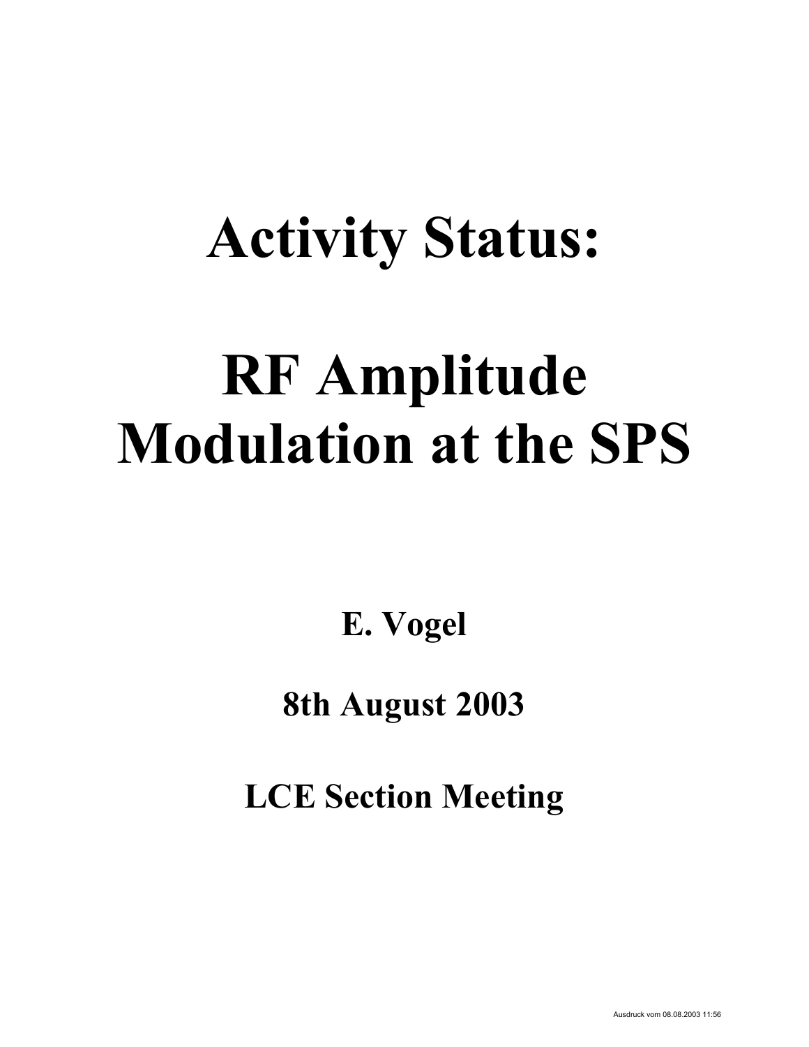# Activity Status:

# RF Amplitude Modulation at the SPS

**E. Vogel**

**8th August 2003**

**LCE Section Meeting**

Ausdruck vom 08.08.2003 11:56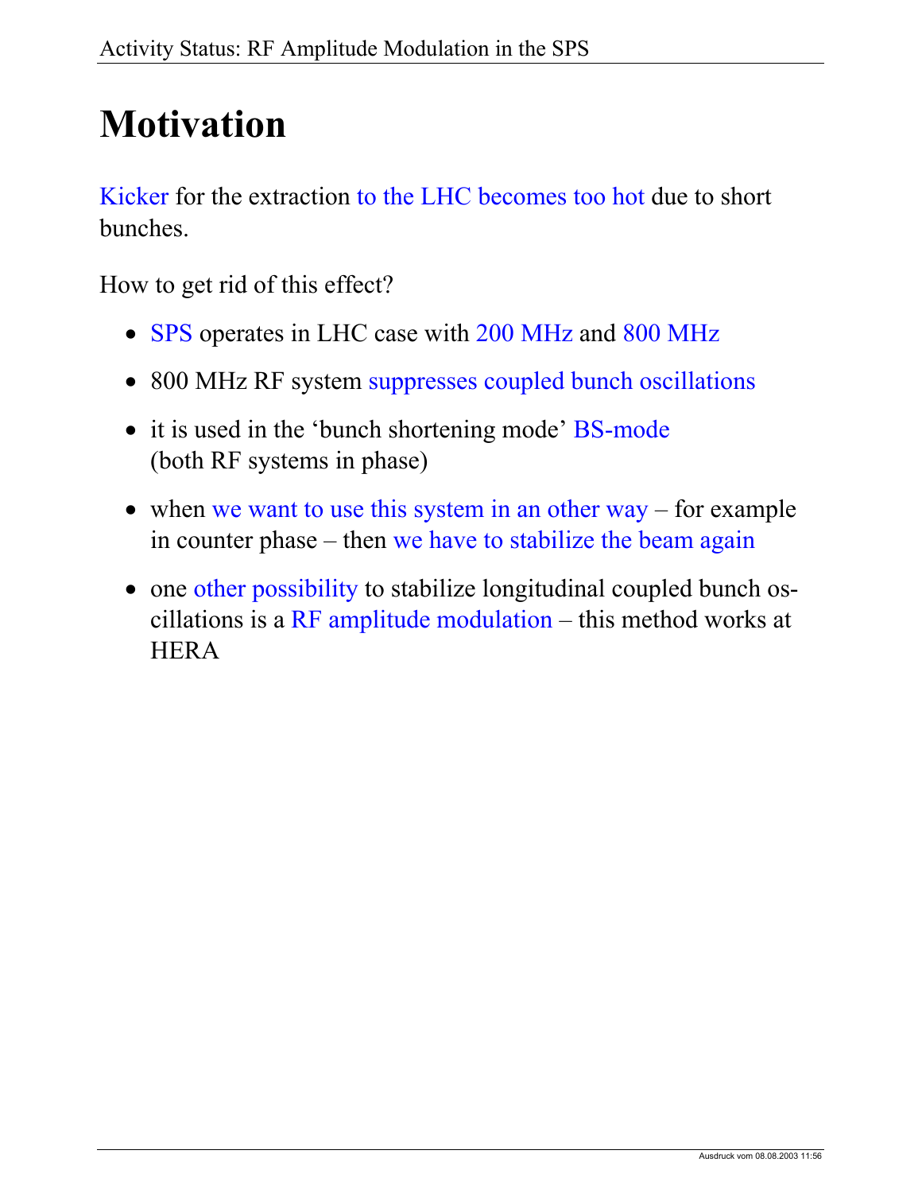# Motivation

Kicker for the extraction to the LHC becomes too hot due to short bunches.

How to get rid of this effect?

- SPS operates in LHC case with 200 MHz and 800 MHz
- 800 MHz RF system suppresses coupled bunch oscillations
- it is used in the 'bunch shortening mode' BS-mode (both RF systems in phase)
- when we want to use this system in an other way – for example in counter phase – then we have to stabilize the beam again
- one other possibility to stabilize longitudinal coupled bunch oscillations is a RF amplitude modulation – this method works at HERA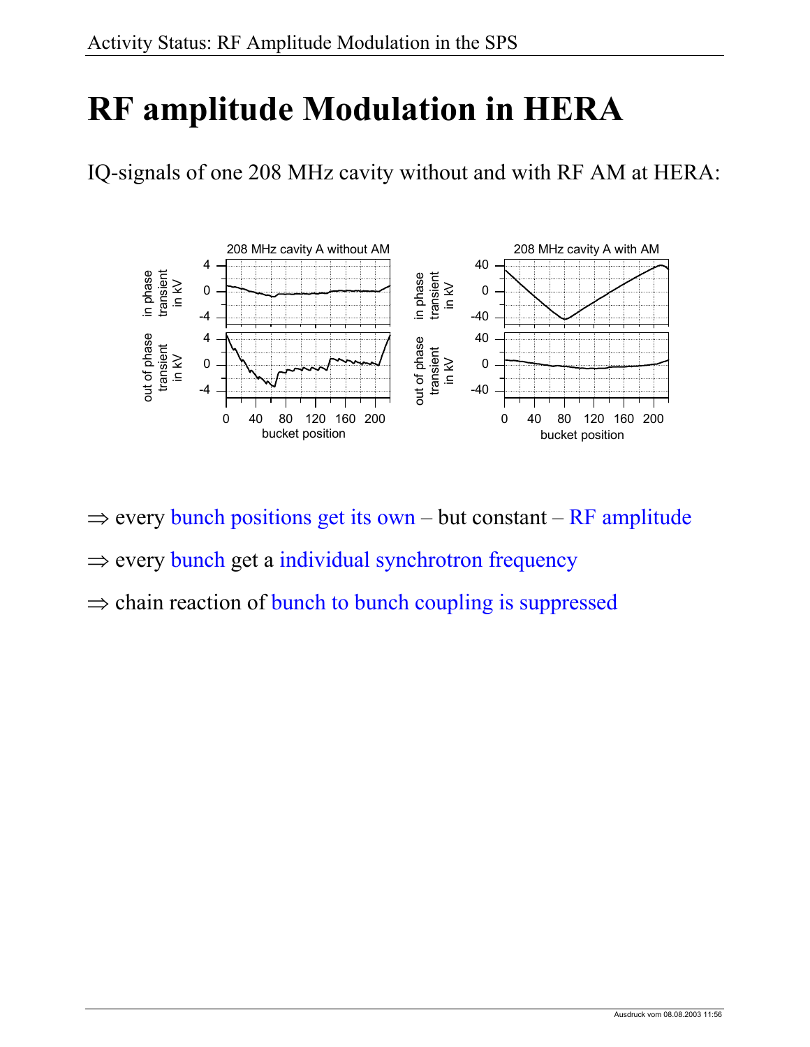# RF amplitude Modulation in HERA

IQ-signals of one 208 MHz cavity without and with RF AM at HERA:

⇒ every bunch positions get its own – but constant – RF amplitude

⇒ every bunch get a individual synchrotron frequency

⇒ chain reaction of bunch to bunch coupling is suppressed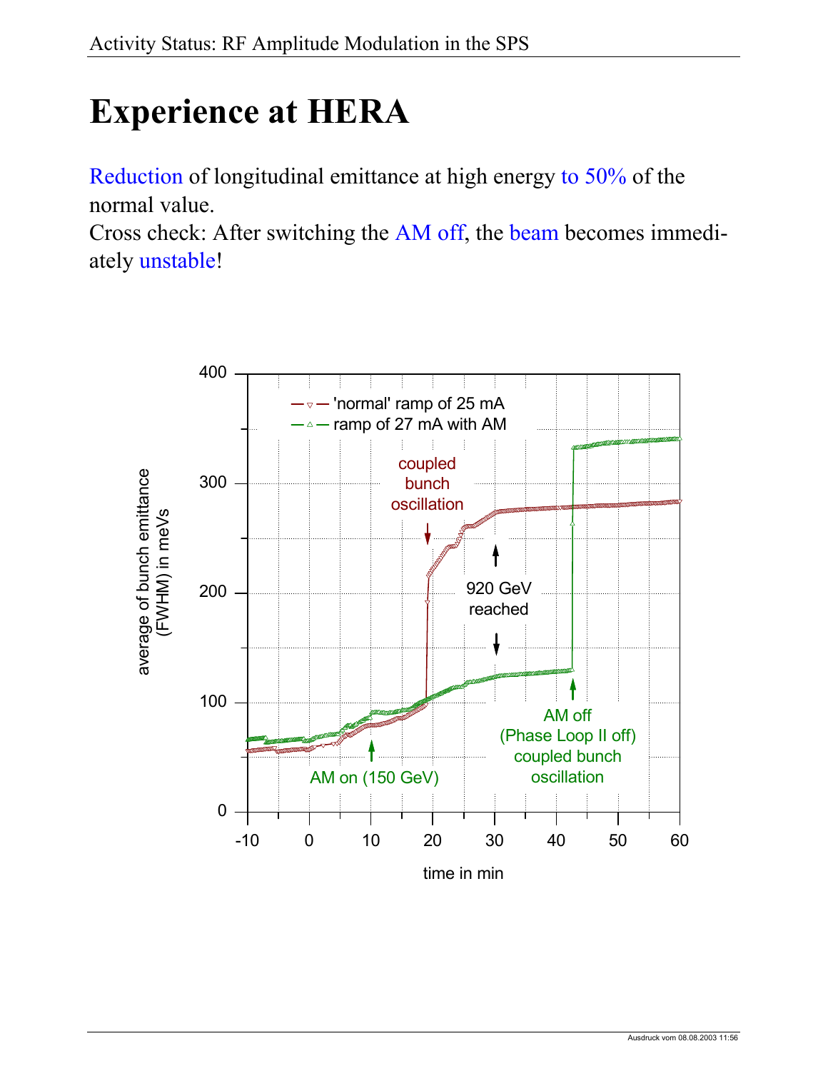# Experience at HERA

Reduction of longitudinal emittance at high energy to 50% of the normal value.
Cross check: After switching the AM off, the beam becomes immediately unstable!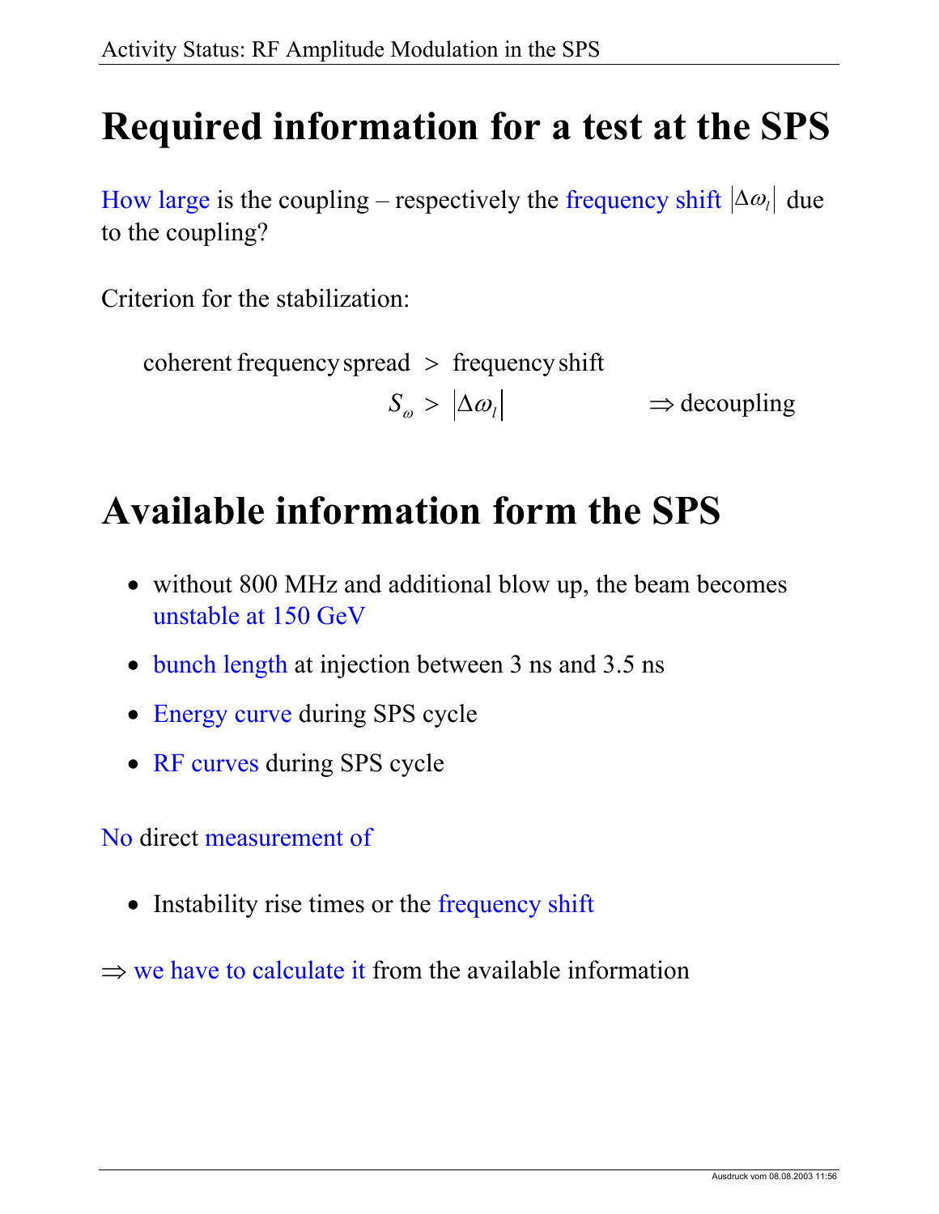# Required information for a test at the SPS

How large is the coupling – respectively the frequency shift $|\Delta\omega_l|$ due to the coupling?

Criterion for the stabilization:

$$\text{coherent frequency spread} \; > \; \text{frequency shift}$$

$$S_\omega > |\Delta\omega_l| \qquad \Rightarrow \text{decoupling}$$

# Available information form the SPS

- without 800 MHz and additional blow up, the beam becomes unstable at 150 GeV
- bunch length at injection between 3 ns and 3.5 ns
- Energy curve during SPS cycle
- RF curves during SPS cycle

No direct measurement of

- Instability rise times or the frequency shift

$\Rightarrow$ we have to calculate it from the available information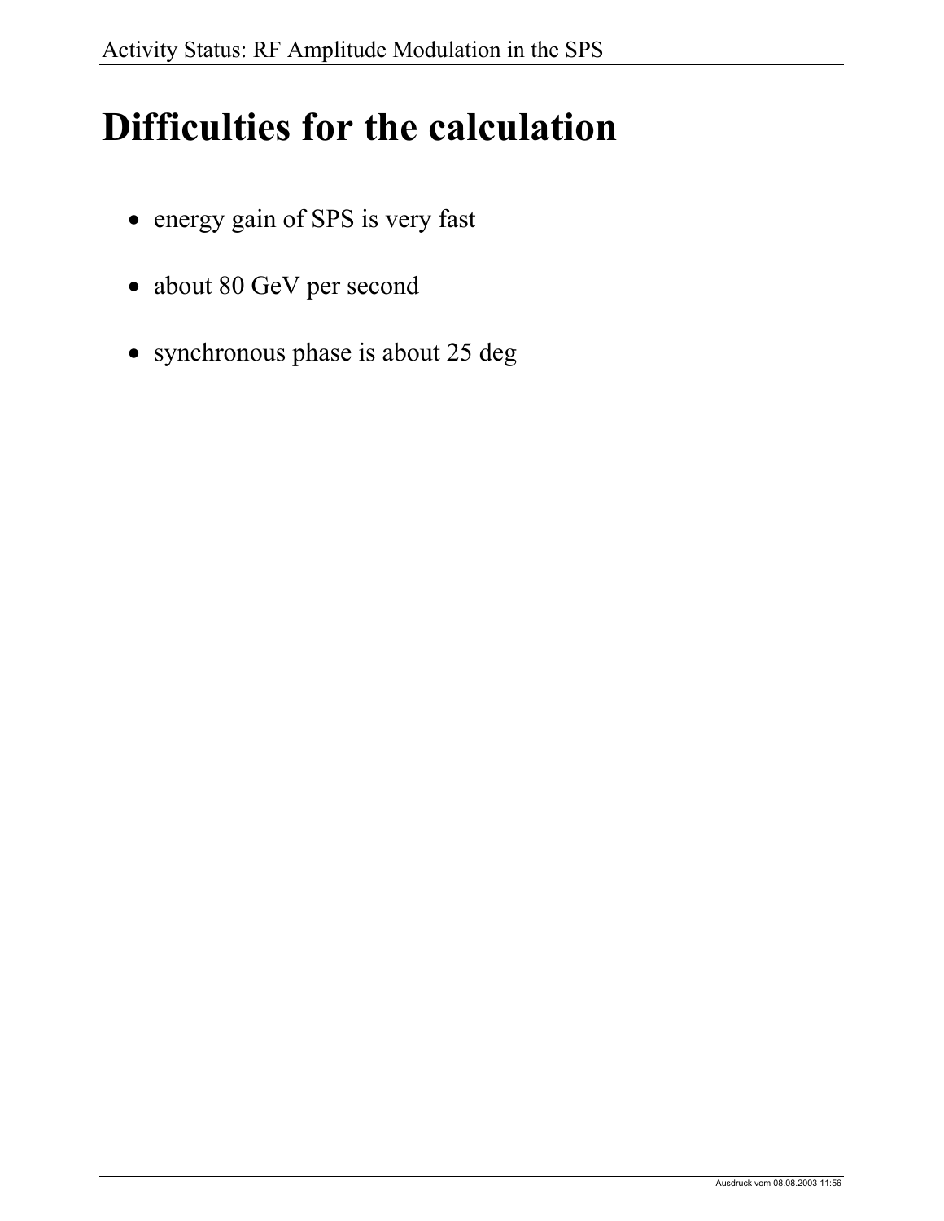# Difficulties for the calculation

- energy gain of SPS is very fast
- about 80 GeV per second
- synchronous phase is about 25 deg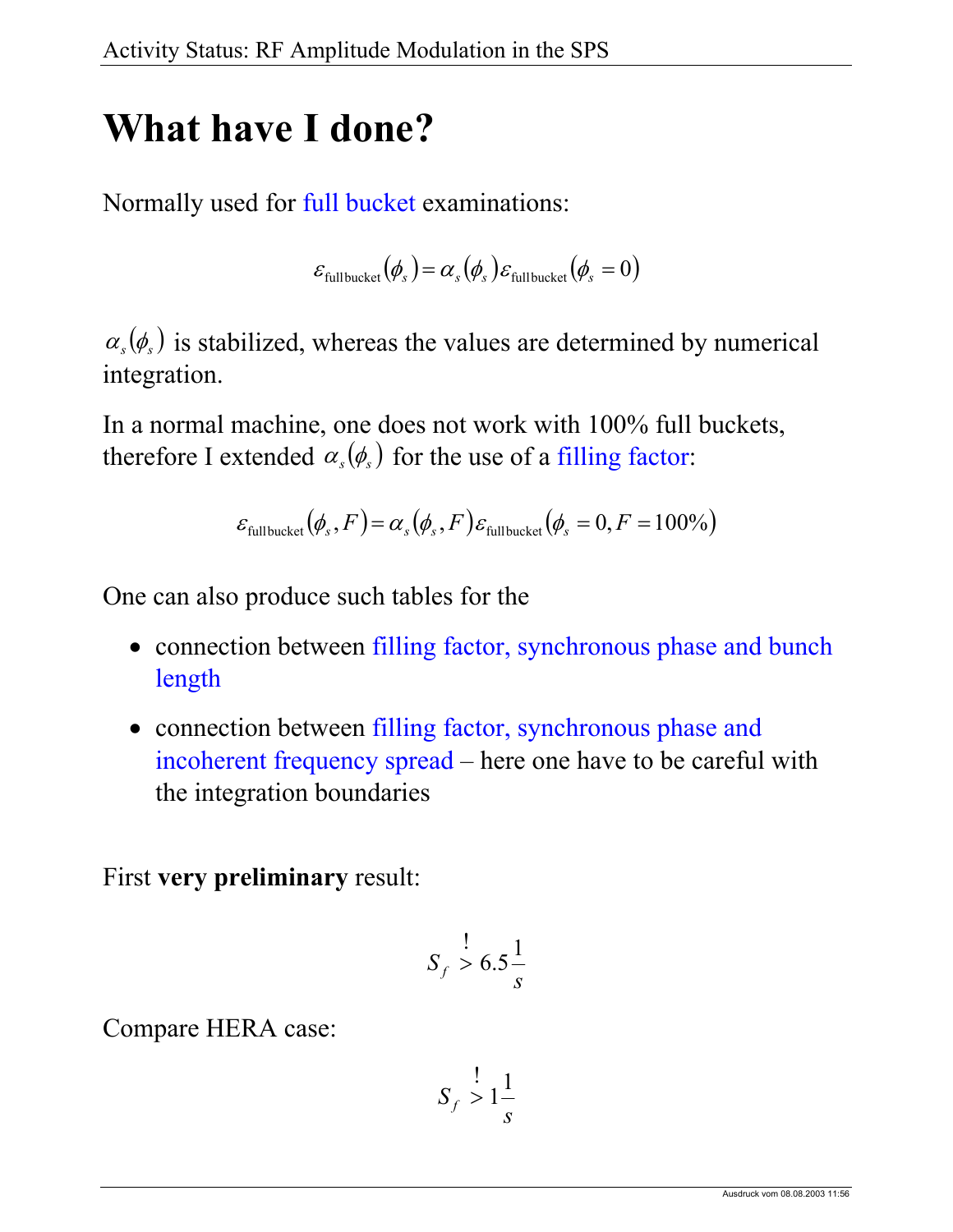# What have I done?

Normally used for full bucket examinations:

$$\varepsilon_{\text{full bucket}}(\phi_s) = \alpha_s(\phi_s)\varepsilon_{\text{full bucket}}(\phi_s = 0)$$

$\alpha_s(\phi_s)$ is stabilized, whereas the values are determined by numerical integration.

In a normal machine, one does not work with 100% full buckets, therefore I extended $\alpha_s(\phi_s)$ for the use of a filling factor:

$$\varepsilon_{\text{full bucket}}(\phi_s, F) = \alpha_s(\phi_s, F)\varepsilon_{\text{full bucket}}(\phi_s = 0, F = 100\%)$$

One can also produce such tables for the

- connection between filling factor, synchronous phase and bunch length
- connection between filling factor, synchronous phase and incoherent frequency spread – here one have to be careful with the integration boundaries

First **very preliminary** result:

$$S_f \overset{!}{>} 6.5\frac{1}{s}$$

Compare HERA case:

$$S_f \overset{!}{>} 1\frac{1}{s}$$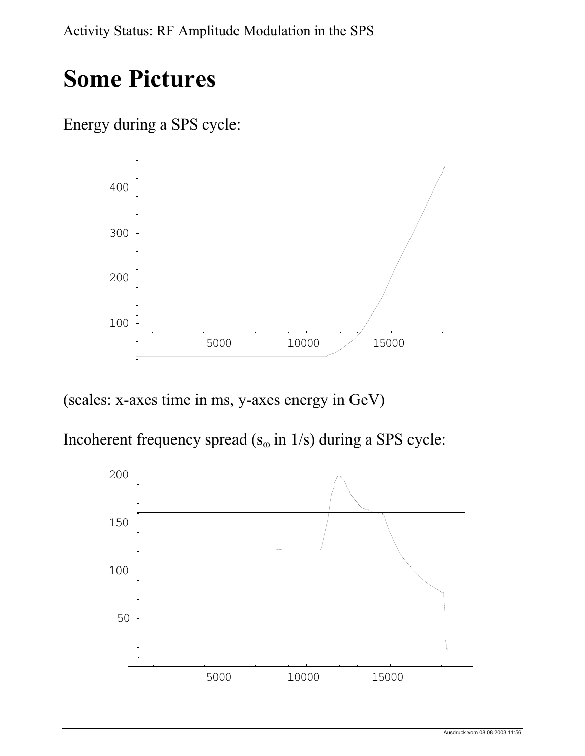# Some Pictures

Energy during a SPS cycle:

(scales: x-axes time in ms, y-axes energy in GeV)

Incoherent frequency spread ($s_\omega$ in 1/s) during a SPS cycle: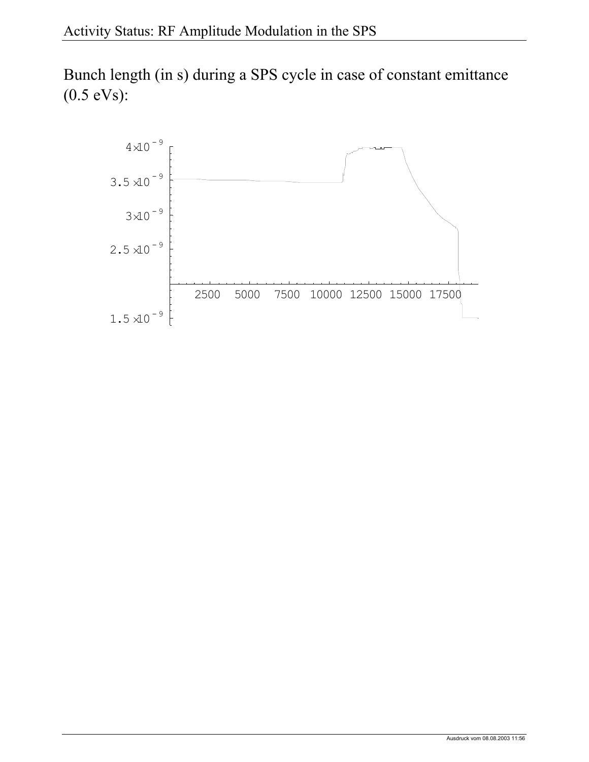Bunch length (in s) during a SPS cycle in case of constant emittance (0.5 eVs):

$4\times10^{-9}$

$3.5\times10^{-9}$

$3\times10^{-9}$

$2.5\times10^{-9}$

$1.5\times10^{-9}$

2500 5000 7500 10000 12500 15000 17500